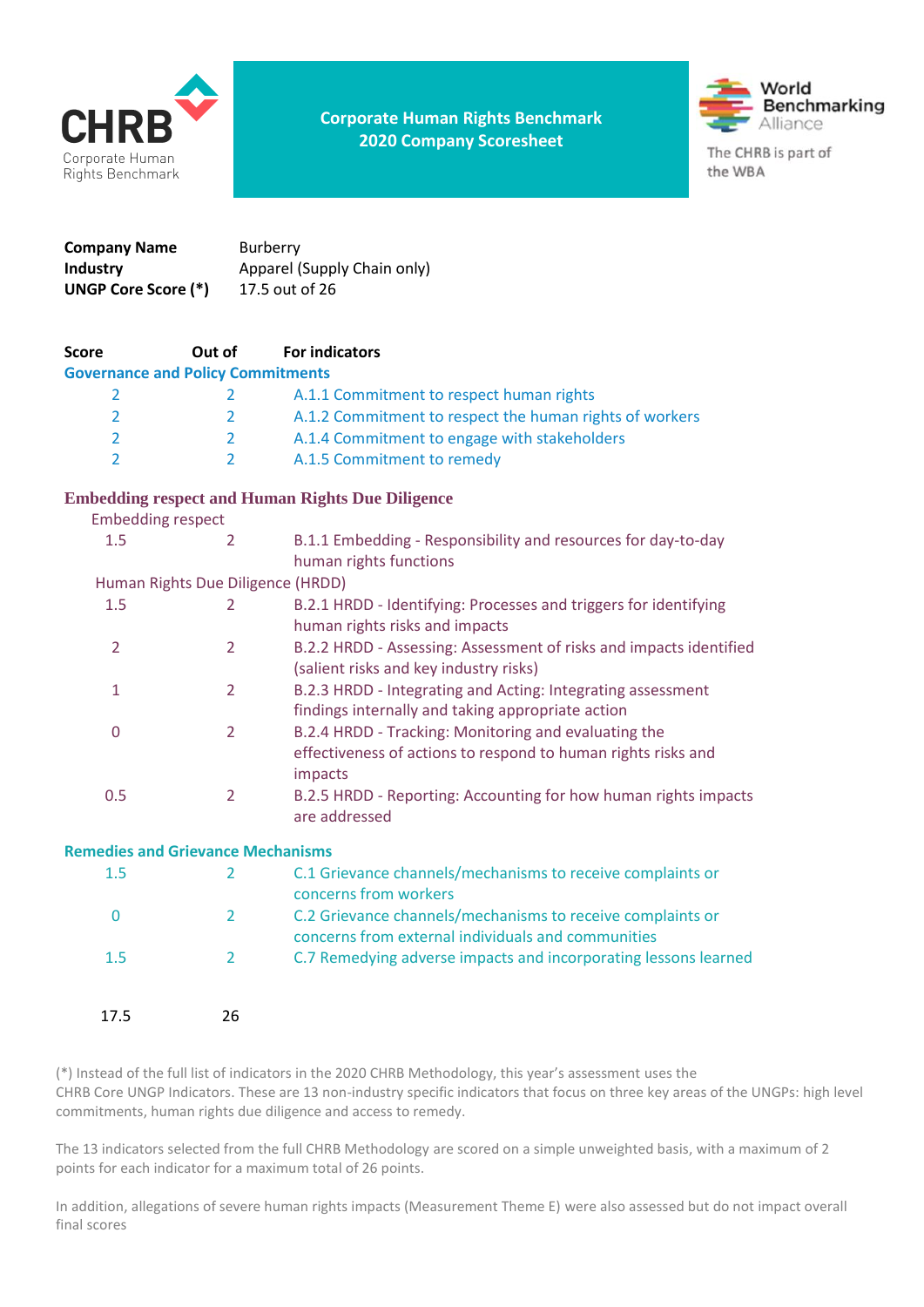CHRB
Corporate Human Rights Benchmark

# Corporate Human Rights Benchmark 2020 Company Scoresheet

World Benchmarking Alliance

The CHRB is part of the WBA

**Company Name** Burberry
**Industry** Apparel (Supply Chain only)
**UNGP Core Score (*)** 17.5 out of 26

| Score | Out of | For indicators |
|---|---|---|
| **Governance and Policy Commitments** | | |
| 2 | 2 | A.1.1 Commitment to respect human rights |
| 2 | 2 | A.1.2 Commitment to respect the human rights of workers |
| 2 | 2 | A.1.4 Commitment to engage with stakeholders |
| 2 | 2 | A.1.5 Commitment to remedy |
| **Embedding respect and Human Rights Due Diligence** | | |
| Embedding respect | | |
| 1.5 | 2 | B.1.1 Embedding - Responsibility and resources for day-to-day human rights functions |
| Human Rights Due Diligence (HRDD) | | |
| 1.5 | 2 | B.2.1 HRDD - Identifying: Processes and triggers for identifying human rights risks and impacts |
| 2 | 2 | B.2.2 HRDD - Assessing: Assessment of risks and impacts identified (salient risks and key industry risks) |
| 1 | 2 | B.2.3 HRDD - Integrating and Acting: Integrating assessment findings internally and taking appropriate action |
| 0 | 2 | B.2.4 HRDD - Tracking: Monitoring and evaluating the effectiveness of actions to respond to human rights risks and impacts |
| 0.5 | 2 | B.2.5 HRDD - Reporting: Accounting for how human rights impacts are addressed |
| **Remedies and Grievance Mechanisms** | | |
| 1.5 | 2 | C.1 Grievance channels/mechanisms to receive complaints or concerns from workers |
| 0 | 2 | C.2 Grievance channels/mechanisms to receive complaints or concerns from external individuals and communities |
| 1.5 | 2 | C.7 Remedying adverse impacts and incorporating lessons learned |
| 17.5 | 26 | |

(*) Instead of the full list of indicators in the 2020 CHRB Methodology, this year's assessment uses the CHRB Core UNGP Indicators. These are 13 non-industry specific indicators that focus on three key areas of the UNGPs: high level commitments, human rights due diligence and access to remedy.

The 13 indicators selected from the full CHRB Methodology are scored on a simple unweighted basis, with a maximum of 2 points for each indicator for a maximum total of 26 points.

In addition, allegations of severe human rights impacts (Measurement Theme E) were also assessed but do not impact overall final scores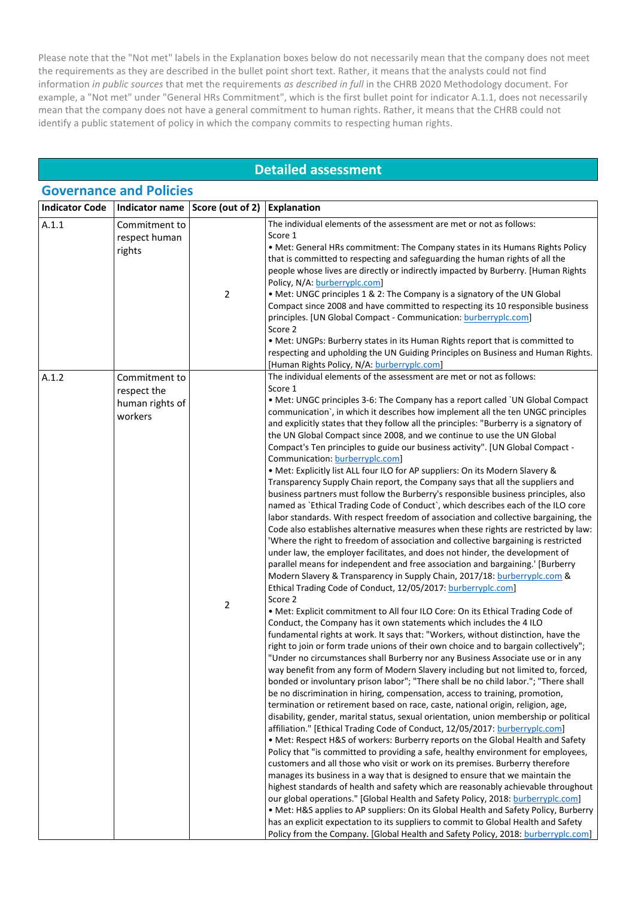Please note that the "Not met" labels in the Explanation boxes below do not necessarily mean that the company does not meet the requirements as they are described in the bullet point short text. Rather, it means that the analysts could not find information *in public sources* that met the requirements *as described in full* in the CHRB 2020 Methodology document. For example, a "Not met" under "General HRs Commitment", which is the first bullet point for indicator A.1.1, does not necessarily mean that the company does not have a general commitment to human rights. Rather, it means that the CHRB could not identify a public statement of policy in which the company commits to respecting human rights.

## Detailed assessment

### Governance and Policies

| Indicator Code | Indicator name | Score (out of 2) | Explanation |
|---|---|---|---|
| A.1.1 | Commitment to respect human rights | 2 | The individual elements of the assessment are met or not as follows:<br>Score 1<br>• Met: General HRs commitment: The Company states in its Humans Rights Policy that is committed to respecting and safeguarding the human rights of all the people whose lives are directly or indirectly impacted by Burberry. [Human Rights Policy, N/A: burberryplc.com]<br>• Met: UNGC principles 1 & 2: The Company is a signatory of the UN Global Compact since 2008 and have committed to respecting its 10 responsible business principles. [UN Global Compact - Communication: burberryplc.com]<br>Score 2<br>• Met: UNGPs: Burberry states in its Human Rights report that is committed to respecting and upholding the UN Guiding Principles on Business and Human Rights. [Human Rights Policy, N/A: burberryplc.com] |
| A.1.2 | Commitment to respect the human rights of workers | 2 | The individual elements of the assessment are met or not as follows:<br>Score 1<br>• Met: UNGC principles 3-6: The Company has a report called `UN Global Compact communication`, in which it describes how implement all the ten UNGC principles and explicitly states that they follow all the principles: "Burberry is a signatory of the UN Global Compact since 2008, and we continue to use the UN Global Compact's Ten principles to guide our business activity". [UN Global Compact - Communication: burberryplc.com]<br>• Met: Explicitly list ALL four ILO for AP suppliers: On its Modern Slavery & Transparency Supply Chain report, the Company says that all the suppliers and business partners must follow the Burberry's responsible business principles, also named as `Ethical Trading Code of Conduct`, which describes each of the ILO core labor standards. With respect freedom of association and collective bargaining, the Code also establishes alternative measures when these rights are restricted by law: 'Where the right to freedom of association and collective bargaining is restricted under law, the employer facilitates, and does not hinder, the development of parallel means for independent and free association and bargaining.' [Burberry Modern Slavery & Transparency in Supply Chain, 2017/18: burberryplc.com & Ethical Trading Code of Conduct, 12/05/2017: burberryplc.com]<br>Score 2<br>• Met: Explicit commitment to All four ILO Core: On its Ethical Trading Code of Conduct, the Company has it own statements which includes the 4 ILO fundamental rights at work. It says that: "Workers, without distinction, have the right to join or form trade unions of their own choice and to bargain collectively"; "Under no circumstances shall Burberry nor any Business Associate use or in any way benefit from any form of Modern Slavery including but not limited to, forced, bonded or involuntary prison labor"; "There shall be no child labor."; "There shall be no discrimination in hiring, compensation, access to training, promotion, termination or retirement based on race, caste, national origin, religion, age, disability, gender, marital status, sexual orientation, union membership or political affiliation." [Ethical Trading Code of Conduct, 12/05/2017: burberryplc.com]<br>• Met: Respect H&S of workers: Burberry reports on the Global Health and Safety Policy that "is committed to providing a safe, healthy environment for employees, customers and all those who visit or work on its premises. Burberry therefore manages its business in a way that is designed to ensure that we maintain the highest standards of health and safety which are reasonably achievable throughout our global operations." [Global Health and Safety Policy, 2018: burberryplc.com]<br>• Met: H&S applies to AP suppliers: On its Global Health and Safety Policy, Burberry has an explicit expectation to its suppliers to commit to Global Health and Safety Policy from the Company. [Global Health and Safety Policy, 2018: burberryplc.com] |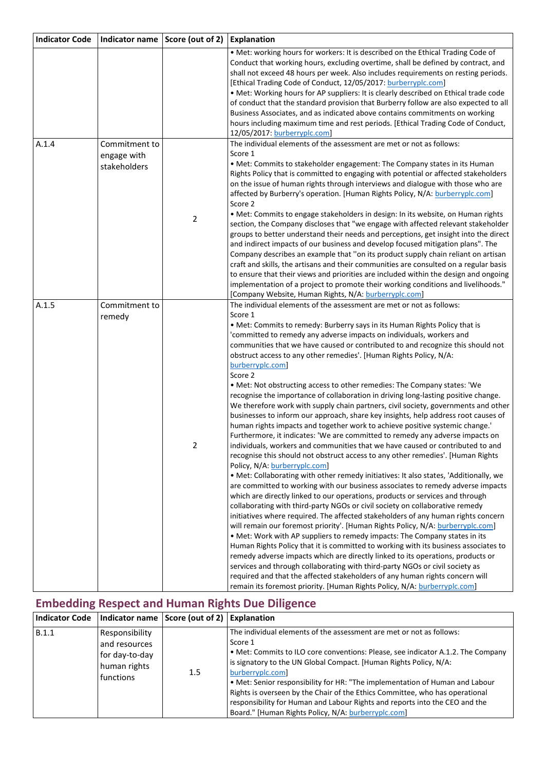| Indicator Code | Indicator name | Score (out of 2) | Explanation |
|---|---|---|---|
| | | | • Met: working hours for workers: It is described on the Ethical Trading Code of Conduct that working hours, excluding overtime, shall be defined by contract, and shall not exceed 48 hours per week. Also includes requirements on resting periods. [Ethical Trading Code of Conduct, 12/05/2017: burberryplc.com]<br>• Met: Working hours for AP suppliers: It is clearly described on Ethical trade code of conduct that the standard provision that Burberry follow are also expected to all Business Associates, and as indicated above contains commitments on working hours including maximum time and rest periods. [Ethical Trading Code of Conduct, 12/05/2017: burberryplc.com] |
| A.1.4 | Commitment to engage with stakeholders | 2 | The individual elements of the assessment are met or not as follows:<br>Score 1<br>• Met: Commits to stakeholder engagement: The Company states in its Human Rights Policy that is committed to engaging with potential or affected stakeholders on the issue of human rights through interviews and dialogue with those who are affected by Burberry's operation. [Human Rights Policy, N/A: burberryplc.com]<br>Score 2<br>• Met: Commits to engage stakeholders in design: In its website, on Human rights section, the Company discloses that "we engage with affected relevant stakeholder groups to better understand their needs and perceptions, get insight into the direct and indirect impacts of our business and develop focused mitigation plans". The Company describes an example that ''on its product supply chain reliant on artisan craft and skills, the artisans and their communities are consulted on a regular basis to ensure that their views and priorities are included within the design and ongoing implementation of a project to promote their working conditions and livelihoods." [Company Website, Human Rights, N/A: burberryplc.com] |
| A.1.5 | Commitment to remedy | 2 | The individual elements of the assessment are met or not as follows:<br>Score 1<br>• Met: Commits to remedy: Burberry says in its Human Rights Policy that is 'committed to remedy any adverse impacts on individuals, workers and communities that we have caused or contributed to and recognize this should not obstruct access to any other remedies'. [Human Rights Policy, N/A: burberryplc.com]<br>Score 2<br>• Met: Not obstructing access to other remedies: The Company states: 'We recognise the importance of collaboration in driving long-lasting positive change. We therefore work with supply chain partners, civil society, governments and other businesses to inform our approach, share key insights, help address root causes of human rights impacts and together work to achieve positive systemic change.' Furthermore, it indicates: 'We are committed to remedy any adverse impacts on individuals, workers and communities that we have caused or contributed to and recognise this should not obstruct access to any other remedies'. [Human Rights Policy, N/A: burberryplc.com]<br>• Met: Collaborating with other remedy initiatives: It also states, 'Additionally, we are committed to working with our business associates to remedy adverse impacts which are directly linked to our operations, products or services and through collaborating with third-party NGOs or civil society on collaborative remedy initiatives where required. The affected stakeholders of any human rights concern will remain our foremost priority'. [Human Rights Policy, N/A: burberryplc.com]<br>• Met: Work with AP suppliers to remedy impacts: The Company states in its Human Rights Policy that it is committed to working with its business associates to remedy adverse impacts which are directly linked to its operations, products or services and through collaborating with third-party NGOs or civil society as required and that the affected stakeholders of any human rights concern will remain its foremost priority. [Human Rights Policy, N/A: burberryplc.com] |

## Embedding Respect and Human Rights Due Diligence

| Indicator Code | Indicator name | Score (out of 2) | Explanation |
|---|---|---|---|
| B.1.1 | Responsibility and resources for day-to-day human rights functions | 1.5 | The individual elements of the assessment are met or not as follows:<br>Score 1<br>• Met: Commits to ILO core conventions: Please, see indicator A.1.2. The Company is signatory to the UN Global Compact. [Human Rights Policy, N/A: burberryplc.com]<br>• Met: Senior responsibility for HR: "The implementation of Human and Labour Rights is overseen by the Chair of the Ethics Committee, who has operational responsibility for Human and Labour Rights and reports into the CEO and the Board." [Human Rights Policy, N/A: burberryplc.com] |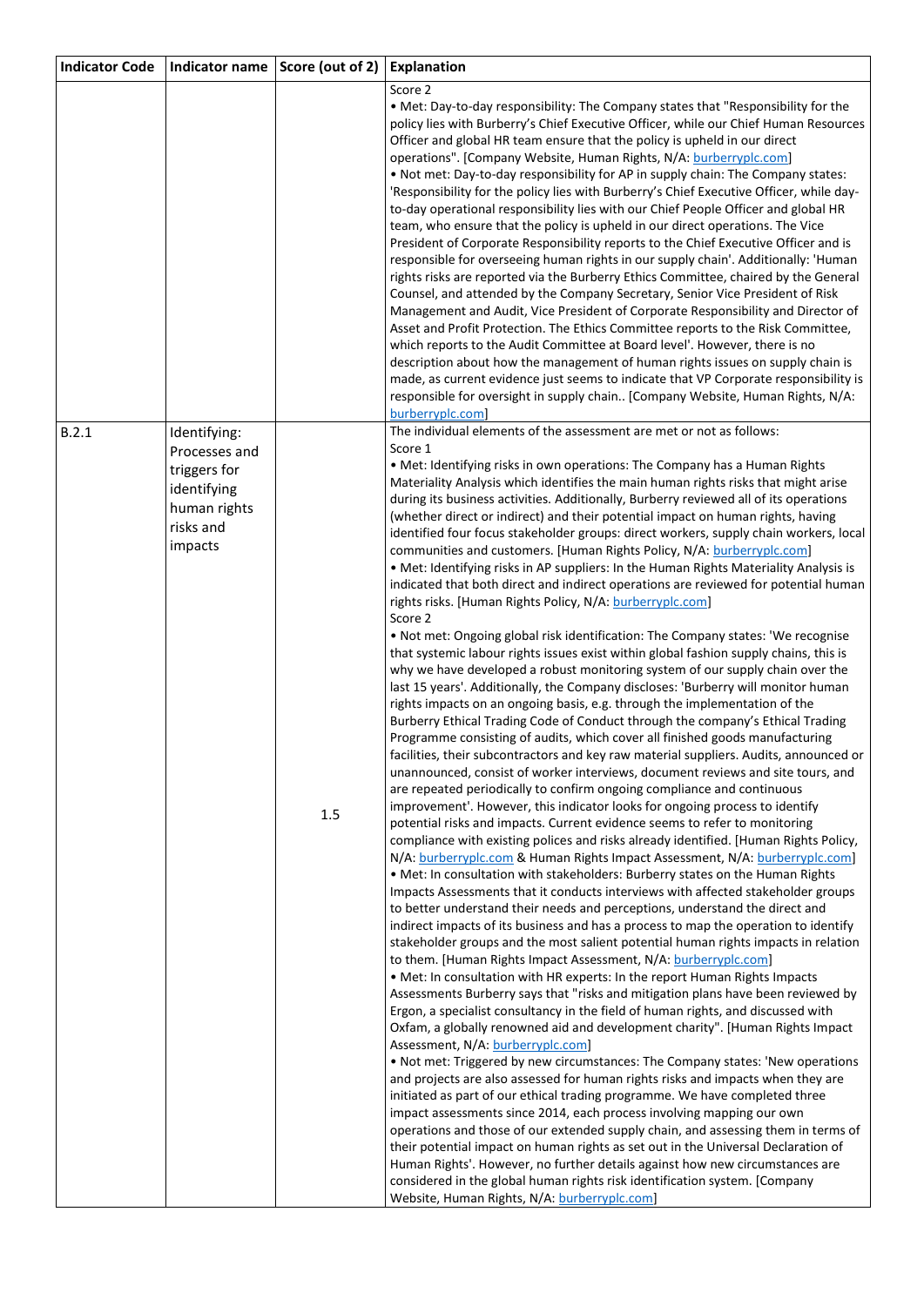| Indicator Code | Indicator name | Score (out of 2) | Explanation |
|---|---|---|---|
| | | | Score 2<br>• Met: Day-to-day responsibility: The Company states that "Responsibility for the policy lies with Burberry's Chief Executive Officer, while our Chief Human Resources Officer and global HR team ensure that the policy is upheld in our direct operations". [Company Website, Human Rights, N/A: burberryplc.com]<br>• Not met: Day-to-day responsibility for AP in supply chain: The Company states: 'Responsibility for the policy lies with Burberry's Chief Executive Officer, while day-to-day operational responsibility lies with our Chief People Officer and global HR team, who ensure that the policy is upheld in our direct operations. The Vice President of Corporate Responsibility reports to the Chief Executive Officer and is responsible for overseeing human rights in our supply chain'. Additionally: 'Human rights risks are reported via the Burberry Ethics Committee, chaired by the General Counsel, and attended by the Company Secretary, Senior Vice President of Risk Management and Audit, Vice President of Corporate Responsibility and Director of Asset and Profit Protection. The Ethics Committee reports to the Risk Committee, which reports to the Audit Committee at Board level'. However, there is no description about how the management of human rights issues on supply chain is made, as current evidence just seems to indicate that VP Corporate responsibility is responsible for oversight in supply chain.. [Company Website, Human Rights, N/A: burberryplc.com] |
| B.2.1 | Identifying: Processes and triggers for identifying human rights risks and impacts | 1.5 | The individual elements of the assessment are met or not as follows:<br>Score 1<br>• Met: Identifying risks in own operations: The Company has a Human Rights Materiality Analysis which identifies the main human rights risks that might arise during its business activities. Additionally, Burberry reviewed all of its operations (whether direct or indirect) and their potential impact on human rights, having identified four focus stakeholder groups: direct workers, supply chain workers, local communities and customers. [Human Rights Policy, N/A: burberryplc.com]<br>• Met: Identifying risks in AP suppliers: In the Human Rights Materiality Analysis is indicated that both direct and indirect operations are reviewed for potential human rights risks. [Human Rights Policy, N/A: burberryplc.com]<br>Score 2<br>• Not met: Ongoing global risk identification: The Company states: 'We recognise that systemic labour rights issues exist within global fashion supply chains, this is why we have developed a robust monitoring system of our supply chain over the last 15 years'. Additionally, the Company discloses: 'Burberry will monitor human rights impacts on an ongoing basis, e.g. through the implementation of the Burberry Ethical Trading Code of Conduct through the company's Ethical Trading Programme consisting of audits, which cover all finished goods manufacturing facilities, their subcontractors and key raw material suppliers. Audits, announced or unannounced, consist of worker interviews, document reviews and site tours, and are repeated periodically to confirm ongoing compliance and continuous improvement'. However, this indicator looks for ongoing process to identify potential risks and impacts. Current evidence seems to refer to monitoring compliance with existing polices and risks already identified. [Human Rights Policy, N/A: burberryplc.com & Human Rights Impact Assessment, N/A: burberryplc.com]<br>• Met: In consultation with stakeholders: Burberry states on the Human Rights Impacts Assessments that it conducts interviews with affected stakeholder groups to better understand their needs and perceptions, understand the direct and indirect impacts of its business and has a process to map the operation to identify stakeholder groups and the most salient potential human rights impacts in relation to them. [Human Rights Impact Assessment, N/A: burberryplc.com]<br>• Met: In consultation with HR experts: In the report Human Rights Impacts Assessments Burberry says that "risks and mitigation plans have been reviewed by Ergon, a specialist consultancy in the field of human rights, and discussed with Oxfam, a globally renowned aid and development charity". [Human Rights Impact Assessment, N/A: burberryplc.com]<br>• Not met: Triggered by new circumstances: The Company states: 'New operations and projects are also assessed for human rights risks and impacts when they are initiated as part of our ethical trading programme. We have completed three impact assessments since 2014, each process involving mapping our own operations and those of our extended supply chain, and assessing them in terms of their potential impact on human rights as set out in the Universal Declaration of Human Rights'. However, no further details against how new circumstances are considered in the global human rights risk identification system. [Company Website, Human Rights, N/A: burberryplc.com] |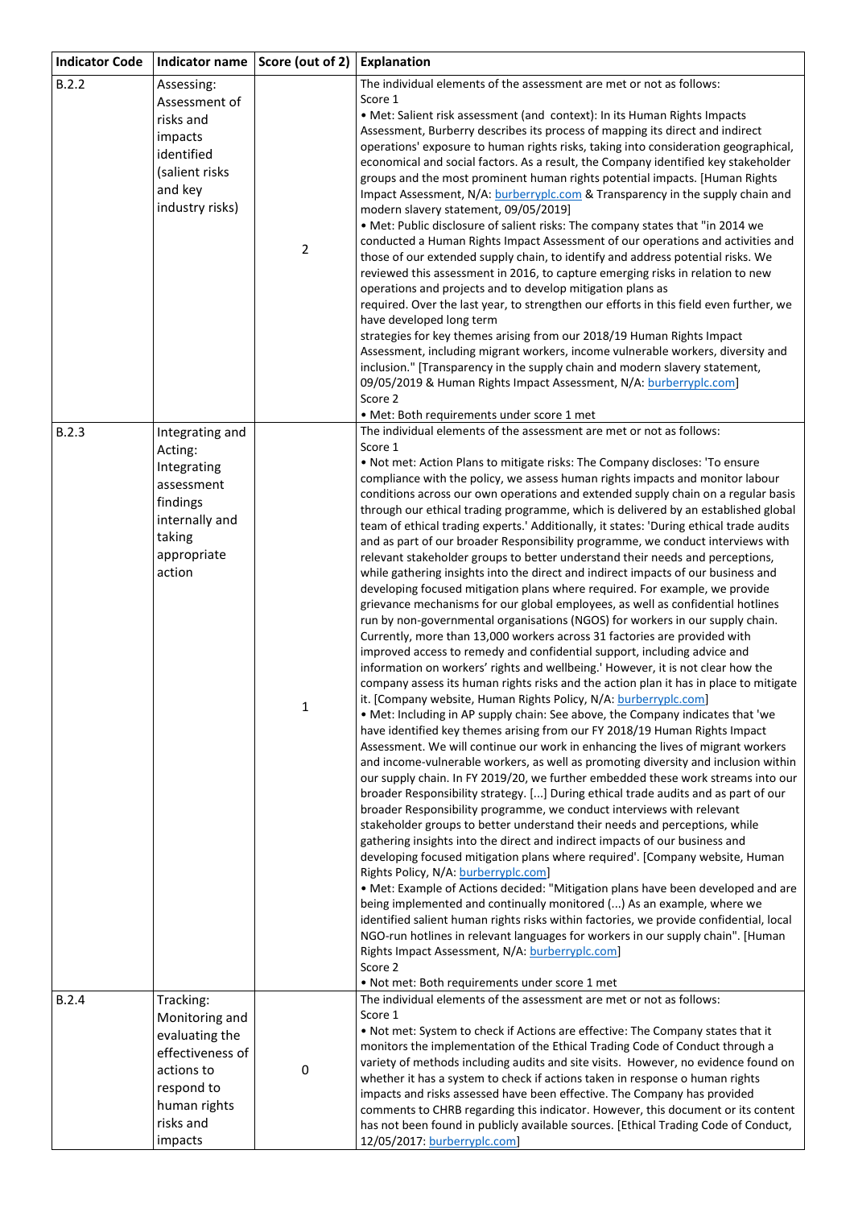| Indicator Code | Indicator name | Score (out of 2) | Explanation |
|---|---|---|---|
| B.2.2 | Assessing: Assessment of risks and impacts identified (salient risks and key industry risks) | 2 | The individual elements of the assessment are met or not as follows:<br>Score 1<br>• Met: Salient risk assessment (and context): In its Human Rights Impacts Assessment, Burberry describes its process of mapping its direct and indirect operations' exposure to human rights risks, taking into consideration geographical, economical and social factors. As a result, the Company identified key stakeholder groups and the most prominent human rights potential impacts. [Human Rights Impact Assessment, N/A: burberryplc.com & Transparency in the supply chain and modern slavery statement, 09/05/2019]<br>• Met: Public disclosure of salient risks: The company states that "in 2014 we conducted a Human Rights Impact Assessment of our operations and activities and those of our extended supply chain, to identify and address potential risks. We reviewed this assessment in 2016, to capture emerging risks in relation to new operations and projects and to develop mitigation plans as required. Over the last year, to strengthen our efforts in this field even further, we have developed long term strategies for key themes arising from our 2018/19 Human Rights Impact Assessment, including migrant workers, income vulnerable workers, diversity and inclusion." [Transparency in the supply chain and modern slavery statement, 09/05/2019 & Human Rights Impact Assessment, N/A: burberryplc.com]<br>Score 2<br>• Met: Both requirements under score 1 met |
| B.2.3 | Integrating and Acting: Integrating assessment findings internally and taking appropriate action | 1 | The individual elements of the assessment are met or not as follows:<br>Score 1<br>• Not met: Action Plans to mitigate risks: The Company discloses: 'To ensure compliance with the policy, we assess human rights impacts and monitor labour conditions across our own operations and extended supply chain on a regular basis through our ethical trading programme, which is delivered by an established global team of ethical trading experts.' Additionally, it states: 'During ethical trade audits and as part of our broader Responsibility programme, we conduct interviews with relevant stakeholder groups to better understand their needs and perceptions, while gathering insights into the direct and indirect impacts of our business and developing focused mitigation plans where required. For example, we provide grievance mechanisms for our global employees, as well as confidential hotlines run by non-governmental organisations (NGOS) for workers in our supply chain. Currently, more than 13,000 workers across 31 factories are provided with improved access to remedy and confidential support, including advice and information on workers' rights and wellbeing.' However, it is not clear how the company assess its human rights risks and the action plan it has in place to mitigate it. [Company website, Human Rights Policy, N/A: burberryplc.com]<br>• Met: Including in AP supply chain: See above, the Company indicates that 'we have identified key themes arising from our FY 2018/19 Human Rights Impact Assessment. We will continue our work in enhancing the lives of migrant workers and income-vulnerable workers, as well as promoting diversity and inclusion within our supply chain. In FY 2019/20, we further embedded these work streams into our broader Responsibility strategy. [...] During ethical trade audits and as part of our broader Responsibility programme, we conduct interviews with relevant stakeholder groups to better understand their needs and perceptions, while gathering insights into the direct and indirect impacts of our business and developing focused mitigation plans where required'. [Company website, Human Rights Policy, N/A: burberryplc.com]<br>• Met: Example of Actions decided: "Mitigation plans have been developed and are being implemented and continually monitored (...) As an example, where we identified salient human rights risks within factories, we provide confidential, local NGO-run hotlines in relevant languages for workers in our supply chain". [Human Rights Impact Assessment, N/A: burberryplc.com]<br>Score 2<br>• Not met: Both requirements under score 1 met |
| B.2.4 | Tracking: Monitoring and evaluating the effectiveness of actions to respond to human rights risks and impacts | 0 | The individual elements of the assessment are met or not as follows:<br>Score 1<br>• Not met: System to check if Actions are effective: The Company states that it monitors the implementation of the Ethical Trading Code of Conduct through a variety of methods including audits and site visits. However, no evidence found on whether it has a system to check if actions taken in response o human rights impacts and risks assessed have been effective. The Company has provided comments to CHRB regarding this indicator. However, this document or its content has not been found in publicly available sources. [Ethical Trading Code of Conduct, 12/05/2017: burberryplc.com] |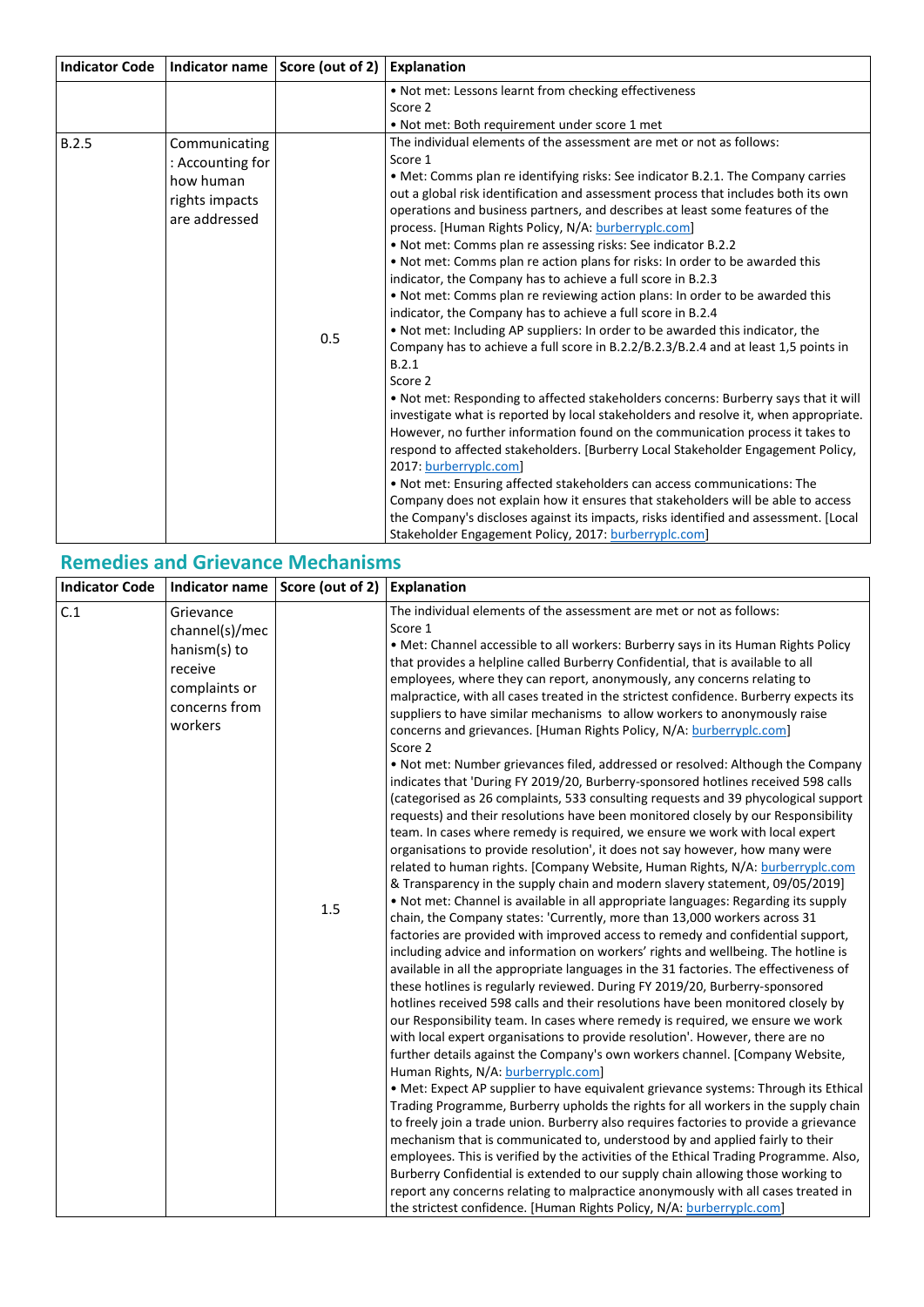| Indicator Code | Indicator name | Score (out of 2) | Explanation |
|---|---|---|---|
| | | | • Not met: Lessons learnt from checking effectiveness<br>Score 2<br>• Not met: Both requirement under score 1 met |
| B.2.5 | Communicating: Accounting for how human rights impacts are addressed | 0.5 | The individual elements of the assessment are met or not as follows:<br>Score 1<br>• Met: Comms plan re identifying risks: See indicator B.2.1. The Company carries out a global risk identification and assessment process that includes both its own operations and business partners, and describes at least some features of the process. [Human Rights Policy, N/A: burberryplc.com]<br>• Not met: Comms plan re assessing risks: See indicator B.2.2<br>• Not met: Comms plan re action plans for risks: In order to be awarded this indicator, the Company has to achieve a full score in B.2.3<br>• Not met: Comms plan re reviewing action plans: In order to be awarded this indicator, the Company has to achieve a full score in B.2.4<br>• Not met: Including AP suppliers: In order to be awarded this indicator, the Company has to achieve a full score in B.2.2/B.2.3/B.2.4 and at least 1,5 points in B.2.1<br>Score 2<br>• Not met: Responding to affected stakeholders concerns: Burberry says that it will investigate what is reported by local stakeholders and resolve it, when appropriate. However, no further information found on the communication process it takes to respond to affected stakeholders. [Burberry Local Stakeholder Engagement Policy, 2017: burberryplc.com]<br>• Not met: Ensuring affected stakeholders can access communications: The Company does not explain how it ensures that stakeholders will be able to access the Company's discloses against its impacts, risks identified and assessment. [Local Stakeholder Engagement Policy, 2017: burberryplc.com] |

## Remedies and Grievance Mechanisms

| Indicator Code | Indicator name | Score (out of 2) | Explanation |
|---|---|---|---|
| C.1 | Grievance channel(s)/mechanism(s) to receive complaints or concerns from workers | 1.5 | The individual elements of the assessment are met or not as follows:<br>Score 1<br>• Met: Channel accessible to all workers: Burberry says in its Human Rights Policy that provides a helpline called Burberry Confidential, that is available to all employees, where they can report, anonymously, any concerns relating to malpractice, with all cases treated in the strictest confidence. Burberry expects its suppliers to have similar mechanisms to allow workers to anonymously raise concerns and grievances. [Human Rights Policy, N/A: burberryplc.com]<br>Score 2<br>• Not met: Number grievances filed, addressed or resolved: Although the Company indicates that 'During FY 2019/20, Burberry-sponsored hotlines received 598 calls (categorised as 26 complaints, 533 consulting requests and 39 phycological support requests) and their resolutions have been monitored closely by our Responsibility team. In cases where remedy is required, we ensure we work with local expert organisations to provide resolution', it does not say however, how many were related to human rights. [Company Website, Human Rights, N/A: burberryplc.com & Transparency in the supply chain and modern slavery statement, 09/05/2019]<br>• Not met: Channel is available in all appropriate languages: Regarding its supply chain, the Company states: 'Currently, more than 13,000 workers across 31 factories are provided with improved access to remedy and confidential support, including advice and information on workers' rights and wellbeing. The hotline is available in all the appropriate languages in the 31 factories. The effectiveness of these hotlines is regularly reviewed. During FY 2019/20, Burberry-sponsored hotlines received 598 calls and their resolutions have been monitored closely by our Responsibility team. In cases where remedy is required, we ensure we work with local expert organisations to provide resolution'. However, there are no further details against the Company's own workers channel. [Company Website, Human Rights, N/A: burberryplc.com]<br>• Met: Expect AP supplier to have equivalent grievance systems: Through its Ethical Trading Programme, Burberry upholds the rights for all workers in the supply chain to freely join a trade union. Burberry also requires factories to provide a grievance mechanism that is communicated to, understood by and applied fairly to their employees. This is verified by the activities of the Ethical Trading Programme. Also, Burberry Confidential is extended to our supply chain allowing those working to report any concerns relating to malpractice anonymously with all cases treated in the strictest confidence. [Human Rights Policy, N/A: burberryplc.com] |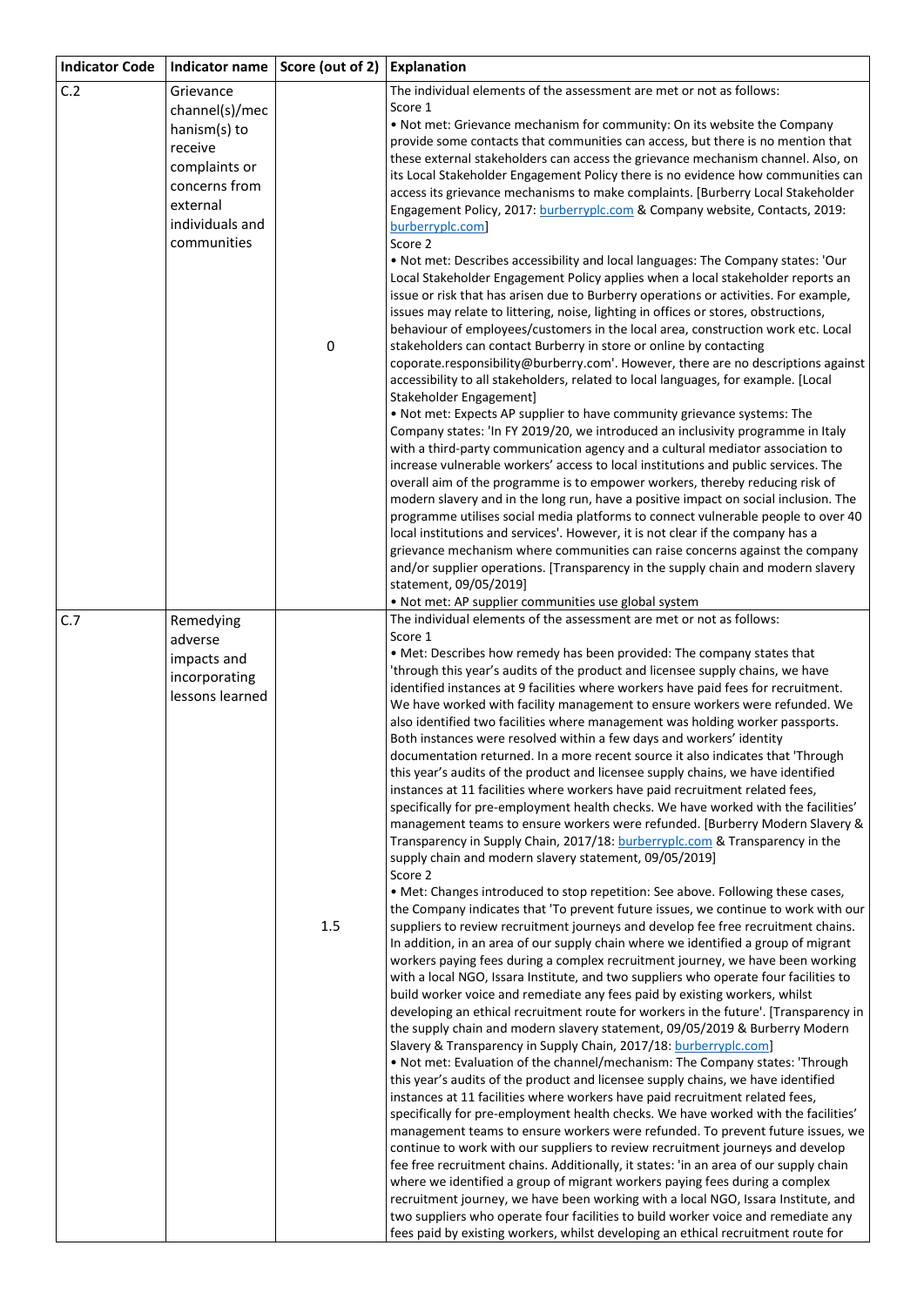| Indicator Code | Indicator name | Score (out of 2) | Explanation |
|---|---|---|---|
| C.2 | Grievance channel(s)/mechanism(s) to receive complaints or concerns from external individuals and communities | 0 | The individual elements of the assessment are met or not as follows:<br>Score 1<br>• Not met: Grievance mechanism for community: On its website the Company provide some contacts that communities can access, but there is no mention that these external stakeholders can access the grievance mechanism channel. Also, on its Local Stakeholder Engagement Policy there is no evidence how communities can access its grievance mechanisms to make complaints. [Burberry Local Stakeholder Engagement Policy, 2017: burberryplc.com & Company website, Contacts, 2019: burberryplc.com]<br>Score 2<br>• Not met: Describes accessibility and local languages: The Company states: 'Our Local Stakeholder Engagement Policy applies when a local stakeholder reports an issue or risk that has arisen due to Burberry operations or activities. For example, issues may relate to littering, noise, lighting in offices or stores, obstructions, behaviour of employees/customers in the local area, construction work etc. Local stakeholders can contact Burberry in store or online by contacting coporate.responsibility@burberry.com'. However, there are no descriptions against accessibility to all stakeholders, related to local languages, for example. [Local Stakeholder Engagement]<br>• Not met: Expects AP supplier to have community grievance systems: The Company states: 'In FY 2019/20, we introduced an inclusivity programme in Italy with a third-party communication agency and a cultural mediator association to increase vulnerable workers' access to local institutions and public services. The overall aim of the programme is to empower workers, thereby reducing risk of modern slavery and in the long run, have a positive impact on social inclusion. The programme utilises social media platforms to connect vulnerable people to over 40 local institutions and services'. However, it is not clear if the company has a grievance mechanism where communities can raise concerns against the company and/or supplier operations. [Transparency in the supply chain and modern slavery statement, 09/05/2019]<br>• Not met: AP supplier communities use global system |
| C.7 | Remedying adverse impacts and incorporating lessons learned | 1.5 | The individual elements of the assessment are met or not as follows:<br>Score 1<br>• Met: Describes how remedy has been provided: The company states that 'through this year's audits of the product and licensee supply chains, we have identified instances at 9 facilities where workers have paid fees for recruitment. We have worked with facility management to ensure workers were refunded. We also identified two facilities where management was holding worker passports. Both instances were resolved within a few days and workers' identity documentation returned. In a more recent source it also indicates that 'Through this year's audits of the product and licensee supply chains, we have identified instances at 11 facilities where workers have paid recruitment related fees, specifically for pre-employment health checks. We have worked with the facilities' management teams to ensure workers were refunded. [Burberry Modern Slavery & Transparency in Supply Chain, 2017/18: burberryplc.com & Transparency in the supply chain and modern slavery statement, 09/05/2019]<br>Score 2<br>• Met: Changes introduced to stop repetition: See above. Following these cases, the Company indicates that 'To prevent future issues, we continue to work with our suppliers to review recruitment journeys and develop fee free recruitment chains. In addition, in an area of our supply chain where we identified a group of migrant workers paying fees during a complex recruitment journey, we have been working with a local NGO, Issara Institute, and two suppliers who operate four facilities to build worker voice and remediate any fees paid by existing workers, whilst developing an ethical recruitment route for workers in the future'. [Transparency in the supply chain and modern slavery statement, 09/05/2019 & Burberry Modern Slavery & Transparency in Supply Chain, 2017/18: burberryplc.com]<br>• Not met: Evaluation of the channel/mechanism: The Company states: 'Through this year's audits of the product and licensee supply chains, we have identified instances at 11 facilities where workers have paid recruitment related fees, specifically for pre-employment health checks. We have worked with the facilities' management teams to ensure workers were refunded. To prevent future issues, we continue to work with our suppliers to review recruitment journeys and develop fee free recruitment chains. Additionally, it states: 'in an area of our supply chain where we identified a group of migrant workers paying fees during a complex recruitment journey, we have been working with a local NGO, Issara Institute, and two suppliers who operate four facilities to build worker voice and remediate any fees paid by existing workers, whilst developing an ethical recruitment route for |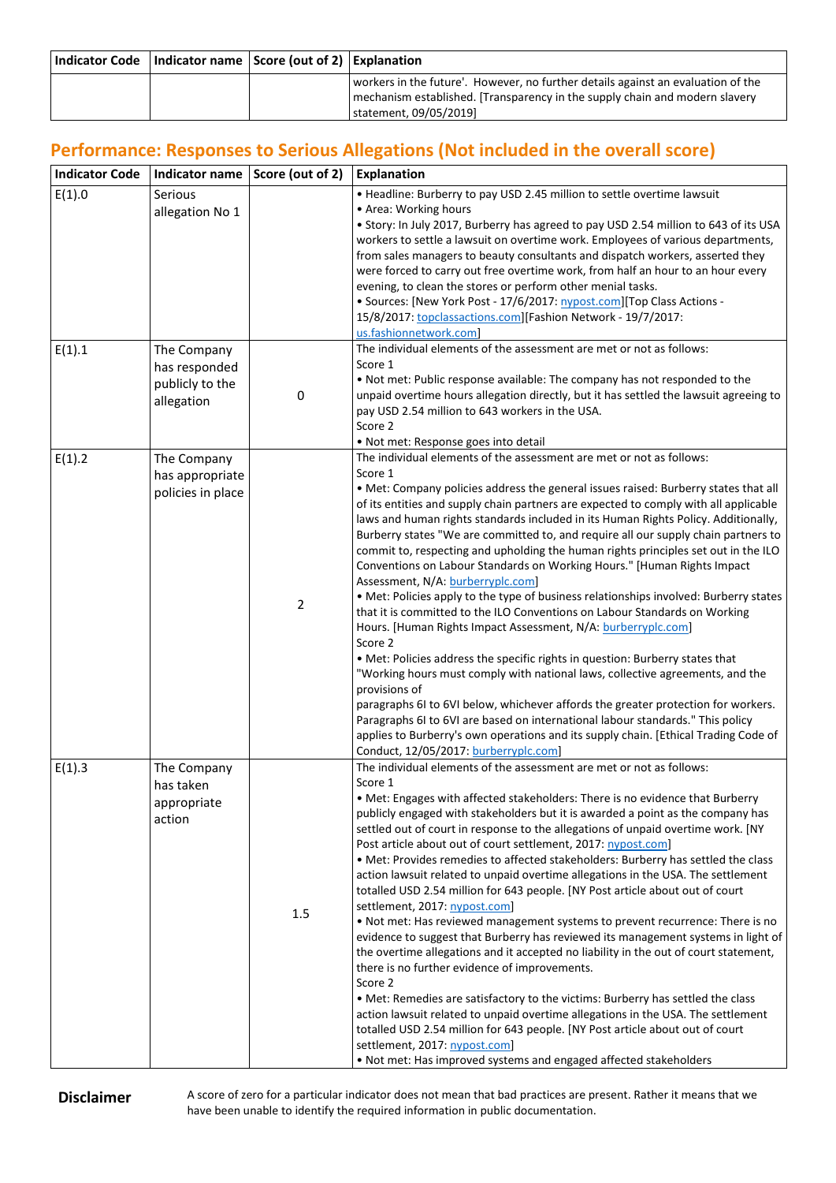| Indicator Code | Indicator name | Score (out of 2) | Explanation |
|---|---|---|---|
| | | | workers in the future'. However, no further details against an evaluation of the mechanism established. [Transparency in the supply chain and modern slavery statement, 09/05/2019] |

## Performance: Responses to Serious Allegations (Not included in the overall score)

| Indicator Code | Indicator name | Score (out of 2) | Explanation |
|---|---|---|---|
| E(1).0 | Serious allegation No 1 | | • Headline: Burberry to pay USD 2.45 million to settle overtime lawsuit<br>• Area: Working hours<br>• Story: In July 2017, Burberry has agreed to pay USD 2.54 million to 643 of its USA workers to settle a lawsuit on overtime work. Employees of various departments, from sales managers to beauty consultants and dispatch workers, asserted they were forced to carry out free overtime work, from half an hour to an hour every evening, to clean the stores or perform other menial tasks.<br>• Sources: [New York Post - 17/6/2017: nypost.com][Top Class Actions - 15/8/2017: topclassactions.com][Fashion Network - 19/7/2017: us.fashionnetwork.com] |
| E(1).1 | The Company has responded publicly to the allegation | 0 | The individual elements of the assessment are met or not as follows:<br>Score 1<br>• Not met: Public response available: The company has not responded to the unpaid overtime hours allegation directly, but it has settled the lawsuit agreeing to pay USD 2.54 million to 643 workers in the USA.<br>Score 2<br>• Not met: Response goes into detail |
| E(1).2 | The Company has appropriate policies in place | 2 | The individual elements of the assessment are met or not as follows:<br>Score 1<br>• Met: Company policies address the general issues raised: Burberry states that all of its entities and supply chain partners are expected to comply with all applicable laws and human rights standards included in its Human Rights Policy. Additionally, Burberry states "We are committed to, and require all our supply chain partners to commit to, respecting and upholding the human rights principles set out in the ILO Conventions on Labour Standards on Working Hours." [Human Rights Impact Assessment, N/A: burberryplc.com]<br>• Met: Policies apply to the type of business relationships involved: Burberry states that it is committed to the ILO Conventions on Labour Standards on Working Hours. [Human Rights Impact Assessment, N/A: burberryplc.com]<br>Score 2<br>• Met: Policies address the specific rights in question: Burberry states that "Working hours must comply with national laws, collective agreements, and the provisions of paragraphs 6I to 6VI below, whichever affords the greater protection for workers. Paragraphs 6I to 6VI are based on international labour standards." This policy applies to Burberry's own operations and its supply chain. [Ethical Trading Code of Conduct, 12/05/2017: burberryplc.com] |
| E(1).3 | The Company has taken appropriate action | 1.5 | The individual elements of the assessment are met or not as follows:<br>Score 1<br>• Met: Engages with affected stakeholders: There is no evidence that Burberry publicly engaged with stakeholders but it is awarded a point as the company has settled out of court in response to the allegations of unpaid overtime work. [NY Post article about out of court settlement, 2017: nypost.com]<br>• Met: Provides remedies to affected stakeholders: Burberry has settled the class action lawsuit related to unpaid overtime allegations in the USA. The settlement totalled USD 2.54 million for 643 people. [NY Post article about out of court settlement, 2017: nypost.com]<br>• Not met: Has reviewed management systems to prevent recurrence: There is no evidence to suggest that Burberry has reviewed its management systems in light of the overtime allegations and it accepted no liability in the out of court statement, there is no further evidence of improvements.<br>Score 2<br>• Met: Remedies are satisfactory to the victims: Burberry has settled the class action lawsuit related to unpaid overtime allegations in the USA. The settlement totalled USD 2.54 million for 643 people. [NY Post article about out of court settlement, 2017: nypost.com]<br>• Not met: Has improved systems and engaged affected stakeholders |

**Disclaimer** A score of zero for a particular indicator does not mean that bad practices are present. Rather it means that we have been unable to identify the required information in public documentation.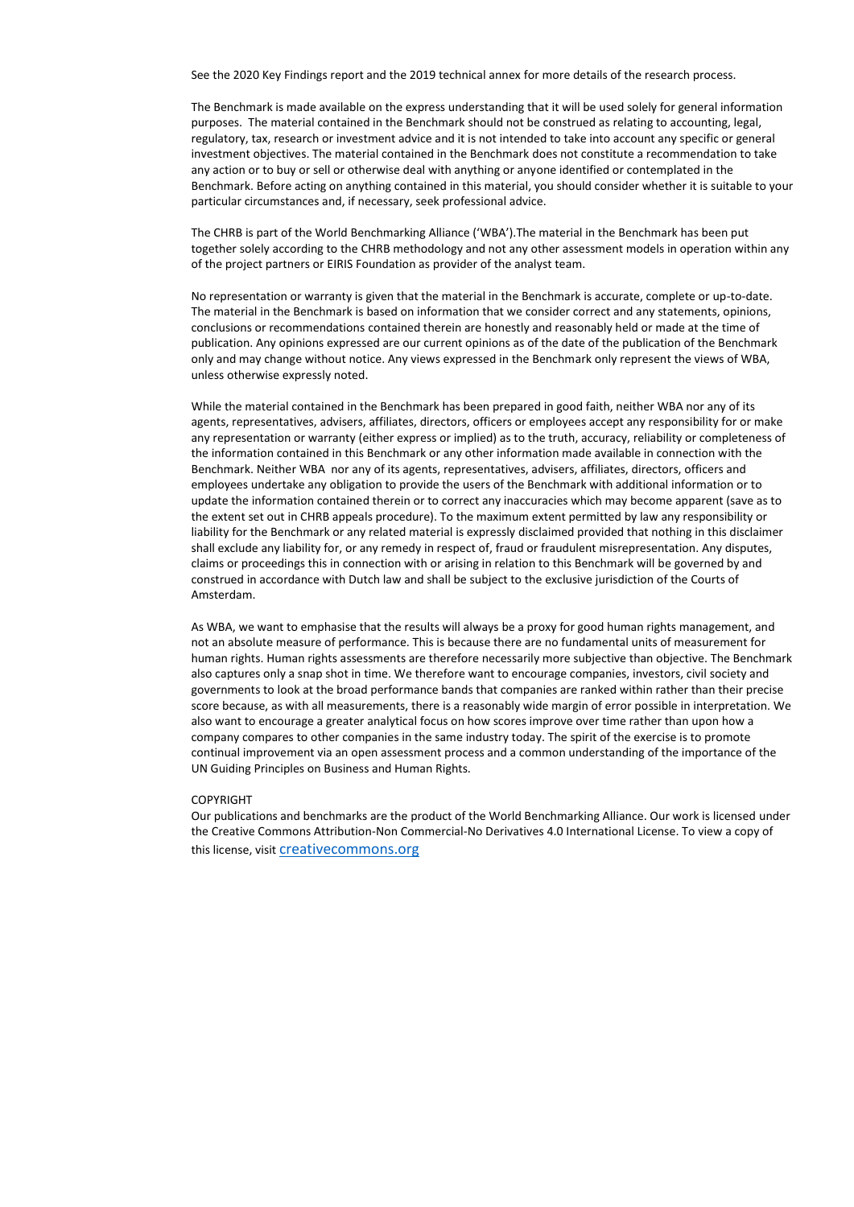See the 2020 Key Findings report and the 2019 technical annex for more details of the research process.

The Benchmark is made available on the express understanding that it will be used solely for general information purposes. The material contained in the Benchmark should not be construed as relating to accounting, legal, regulatory, tax, research or investment advice and it is not intended to take into account any specific or general investment objectives. The material contained in the Benchmark does not constitute a recommendation to take any action or to buy or sell or otherwise deal with anything or anyone identified or contemplated in the Benchmark. Before acting on anything contained in this material, you should consider whether it is suitable to your particular circumstances and, if necessary, seek professional advice.

The CHRB is part of the World Benchmarking Alliance ('WBA').The material in the Benchmark has been put together solely according to the CHRB methodology and not any other assessment models in operation within any of the project partners or EIRIS Foundation as provider of the analyst team.

No representation or warranty is given that the material in the Benchmark is accurate, complete or up-to-date. The material in the Benchmark is based on information that we consider correct and any statements, opinions, conclusions or recommendations contained therein are honestly and reasonably held or made at the time of publication. Any opinions expressed are our current opinions as of the date of the publication of the Benchmark only and may change without notice. Any views expressed in the Benchmark only represent the views of WBA, unless otherwise expressly noted.

While the material contained in the Benchmark has been prepared in good faith, neither WBA nor any of its agents, representatives, advisers, affiliates, directors, officers or employees accept any responsibility for or make any representation or warranty (either express or implied) as to the truth, accuracy, reliability or completeness of the information contained in this Benchmark or any other information made available in connection with the Benchmark. Neither WBA nor any of its agents, representatives, advisers, affiliates, directors, officers and employees undertake any obligation to provide the users of the Benchmark with additional information or to update the information contained therein or to correct any inaccuracies which may become apparent (save as to the extent set out in CHRB appeals procedure). To the maximum extent permitted by law any responsibility or liability for the Benchmark or any related material is expressly disclaimed provided that nothing in this disclaimer shall exclude any liability for, or any remedy in respect of, fraud or fraudulent misrepresentation. Any disputes, claims or proceedings this in connection with or arising in relation to this Benchmark will be governed by and construed in accordance with Dutch law and shall be subject to the exclusive jurisdiction of the Courts of Amsterdam.

As WBA, we want to emphasise that the results will always be a proxy for good human rights management, and not an absolute measure of performance. This is because there are no fundamental units of measurement for human rights. Human rights assessments are therefore necessarily more subjective than objective. The Benchmark also captures only a snap shot in time. We therefore want to encourage companies, investors, civil society and governments to look at the broad performance bands that companies are ranked within rather than their precise score because, as with all measurements, there is a reasonably wide margin of error possible in interpretation. We also want to encourage a greater analytical focus on how scores improve over time rather than upon how a company compares to other companies in the same industry today. The spirit of the exercise is to promote continual improvement via an open assessment process and a common understanding of the importance of the UN Guiding Principles on Business and Human Rights.

COPYRIGHT

Our publications and benchmarks are the product of the World Benchmarking Alliance. Our work is licensed under the Creative Commons Attribution-Non Commercial-No Derivatives 4.0 International License. To view a copy of this license, visit creativecommons.org